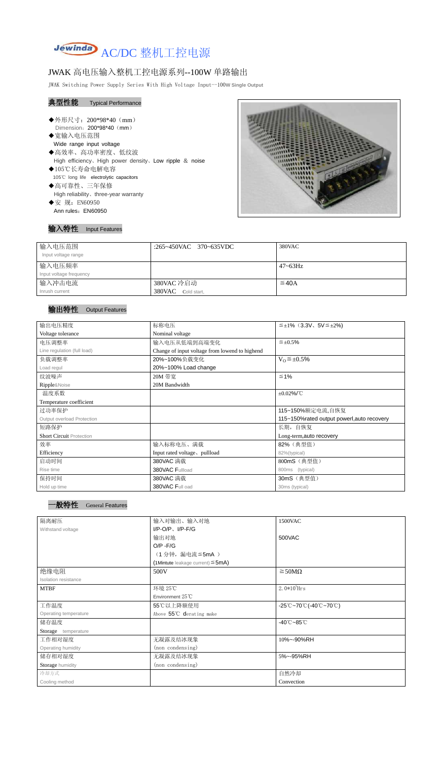# Jewinda AC/DC 整机工控电源

## JWAK 高电压输入整机工控电源系列--100W 单路输出

JWAK Switching Power Supply Series With High Voltage Input--100W Single Output

### 典型性能 Typical Performance

- ◆外形尺寸：200*98*40（mm）
  Dimension：200*98*40（mm）
- ◆宽输入电压范围
  Wide range input voltage
- ◆高效率、高功率密度、低纹波
  High efficiency、High power density、Low ripple ＆ noise
- ◆105℃长寿命电解电容
  105℃ long life electrolytic capacitors
- ◆高可靠性、三年保修
  High reliability、three-year warranty
- ◆安 规：EN60950
  Ann rules：EN60950

### 输入特性 Input Features

| | | |
|---|---|---|
| 输入电压范围<br>Input voltage range | :265~450VAC 370~635VDC | 380VAC |
| 输入电压频率<br>Input voltage frequency | | 47~63Hz |
| 输入冲击电流<br>Inrush current | 380VAC 冷启动<br>380VAC Cold start, | ≦40A |

### 输出特性 Output Features

| | | |
|---|---|---|
| 输出电压精度<br>Voltage tolerance | 标称电压<br>Nominal voltage | ≦±1%（3.3V、5V≦±2%） |
| 电压调整率<br>Line regulation (full load) | 输入电压从低端到高端变化<br>Change of input voltage from lowend to highend | ≦±0.5% |
| 负载调整率<br>Load regul | 20%~100%负载变化<br>20%~100% Load change | $V_O$≦±0.5% |
| 纹波噪声<br>Ripple&Noise | 20M 带宽<br>20M Bandwidth | ≦1% |
| 温度系数<br>Temperature coefficient | | ±0.02%/℃ |
| 过功率保护<br>Output overload Protection | | 115~150%额定电流,自恢复<br>115~150%rated output powerl,auto recovery |
| 短路保护<br>Short Circuit Protection | | 长期，自恢复<br>Long-term,auto recovery |
| 效率<br>Efficiency | 输入标称电压、满载<br>Input rated voltage、pullload | 82%（典型值）<br>82%(typical) |
| 启动时间<br>Rise time | 380VAC 满载<br>380VAC Fullload | 800mS（典型值）<br>800ms (typical) |
| 保持时间<br>Hold up time | 380VAC 满载<br>380VAC Full oad | 30mS（典型值）<br>30ms (typical) |

### 一般特性 General Features

| | | |
|---|---|---|
| 隔离耐压<br>Withstand voltage | 输入对输出、输入对地<br>I/P-O/P、I/P-F/G | 1500VAC |
| | 输出对地<br>O/P -F/G | 500VAC |
| | （1 分钟，漏电流≦5mA ）<br>(1Mintute leakage current) ≦5mA) | |
| 绝缘电阻<br>Isolation resistance | 500V | ≧50MΩ |
| MTBF | 环境 25℃<br>Environment 25℃ | $2.0*10^5$Hrs |
| 工作温度<br>Operating temperature | 55℃以上降额使用<br>Above 55℃ derating make | -25℃~70℃(-40℃~70℃) |
| 储存温度<br>Storage temperature | | -40℃~85℃ |
| 工作相对湿度<br>Operating humidity | 无凝露及结冰现象<br>(non condensing) | 10%~-90%RH |
| 储存相对湿度<br>Storage humidity | 无凝露及结冰现象<br>(non condensing) | 5%~-95%RH |
| 冷却方式<br>Cooling method | | 自然冷却<br>Convection |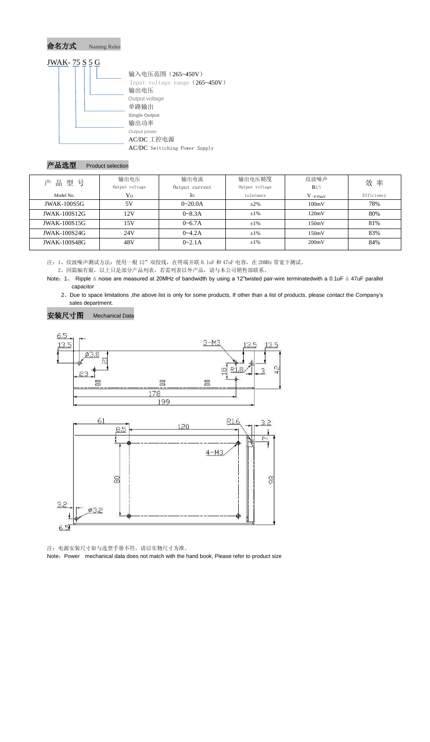## 命名方式 Naming Rules

JWAK- 75 S 5 G

- 输入电压范围（265~450V） Input voltage range（265~450V）
- 输出电压 Output voltage
- 单路输出 Single Output
- 输出功率 Output power
- AC/DC 工控电源 AC/DC Swittching Power Supply

## 产品选型 Product selection

| 产 品 型 号 Model No. | 输出电压 Output voltage Vo | 输出电流 Output current Io | 输出电压精度 Output voltage tolerance | 纹波噪声 R&N V (P-P)mV | 效 率 Efficiency |
|---|---|---|---|---|---|
| JWAK-100S5G | 5V | 0~20.0A | ±2% | 100mV | 78% |
| JWAK-100S12G | 12V | 0~8.3A | ±1% | 120mV | 80% |
| JWAK-100S15G | 15V | 0~6.7A | ±1% | 150mV | 81% |
| JWAK-100S24G | 24V | 0~4.2A | ±1% | 150mV | 83% |
| JWAK-100S48G | 48V | 0~2.1A | ±1% | 200mV | 84% |

注：1、纹波噪声测试方法：使用一根 12”双绞线，在终端并联 0.1uF 和 47uF 电容，在 20MHz 带宽下测试。
2、因篇幅有限，以上只是部分产品列表，若需列表以外产品，请与本公司销售部联系。

Note：1、 Ripple & noise are measured at 20MHz of bandwidth by using a 12"twisted pair-wire terminatedwith a 0.1uF & 47uF parallel capacitor

2、Due to space limitations ,the above list is only for some products, If other than a list of products, please contact the Company's sales department.

## 安装尺寸图 Mechanical Data

6.5
13.5
Ø3.8
21
23
3-M3
13.5
13.5
18
R1.8
3
42
178
199

61
8.5
120
R1.6
3.2
7
4-M3
80
98
3.2
Ø3.2
6.5

注：电源安装尺寸如与选型手册不符，请以实物尺寸为准。

Note：Power mechanical data does not match with the hand book, Please refer to product size